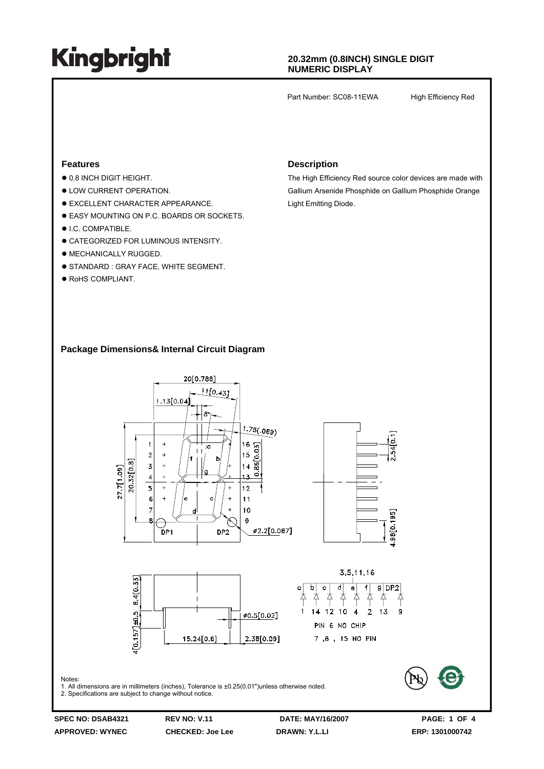# Kingbright

**20.32mm (0.8INCH) SINGLE DIGIT NUMERIC DISPLAY**

Part Number: SC08-11EWA High Efficiency Red

## Features

- 0.8 INCH DIGIT HEIGHT.
- LOW CURRENT OPERATION.
- EXCELLENT CHARACTER APPEARANCE.
- EASY MOUNTING ON P.C. BOARDS OR SOCKETS.
- I.C. COMPATIBLE.
- CATEGORIZED FOR LUMINOUS INTENSITY.
- MECHANICALLY RUGGED.
- STANDARD : GRAY FACE, WHITE SEGMENT.
- RoHS COMPLIANT.

## Description

The High Efficiency Red source color devices are made with Gallium Arsenide Phosphide on Gallium Phosphide Orange Light Emitting Diode.

## Package Dimensions& Internal Circuit Diagram

20[0.788]
11[0.43]
1.13[0.04]
8°
1.75(.069)
0.86[0.03]
27.7[1.09]
20.32[0.8]
2.54[0.1]
4.98[0.195]
ø2.2[0.087]
DP1 DP2
8.4[0.33]
4[0.157]±0.5
ø0.5[0.02]
15.24[0.6]
2.38[0.09]

3,5,11,16

| a | b | c | d | e | f | g | DP2 |
|---|---|---|---|---|---|---|---|
| 1 | 14 | 12 | 10 | 4 | 2 | 13 | 9 |

PIN 6 NO CHIP
7 ,8 , 15 NO PIN

Notes:
1. All dimensions are in millimeters (inches), Tolerance is ±0.25(0.01")unless otherwise noted.
2. Specifications are subject to change without notice.

SPEC NO: DSAB4321 REV NO: V.11 DATE: MAY/16/2007
APPROVED: WYNEC CHECKED: Joe Lee DRAWN: Y.L.LI ERP: 1301000742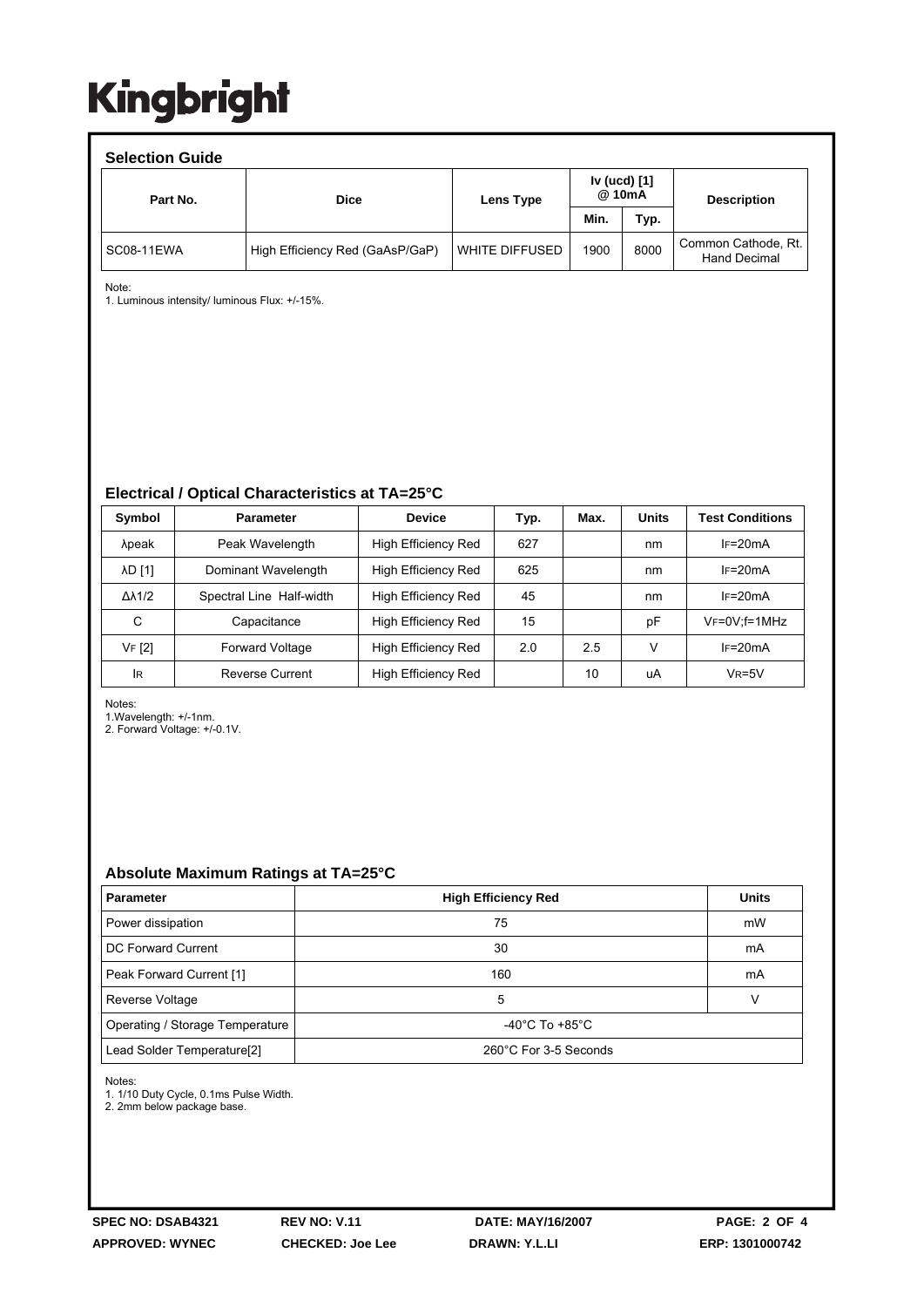# Kingbright

## Selection Guide

| Part No. | Dice | Lens Type | Iv (ucd) [1] @ 10mA | | Description |
|---|---|---|---|---|---|
| | | | Min. | Typ. | |
| SC08-11EWA | High Efficiency Red (GaAsP/GaP) | WHITE DIFFUSED | 1900 | 8000 | Common Cathode, Rt. Hand Decimal |

Note:
1. Luminous intensity/ luminous Flux: +/-15%.

## Electrical / Optical Characteristics at TA=25°C

| Symbol | Parameter | Device | Typ. | Max. | Units | Test Conditions |
|---|---|---|---|---|---|---|
| λpeak | Peak Wavelength | High Efficiency Red | 627 | | nm | $I_F$=20mA |
| λD [1] | Dominant Wavelength | High Efficiency Red | 625 | | nm | $I_F$=20mA |
| Δλ1/2 | Spectral Line Half-width | High Efficiency Red | 45 | | nm | $I_F$=20mA |
| C | Capacitance | High Efficiency Red | 15 | | pF | $V_F$=0V;f=1MHz |
| $V_F$ [2] | Forward Voltage | High Efficiency Red | 2.0 | 2.5 | V | $I_F$=20mA |
| $I_R$ | Reverse Current | High Efficiency Red | | 10 | uA | $V_R$=5V |

Notes:
1.Wavelength: +/-1nm.
2. Forward Voltage: +/-0.1V.

## Absolute Maximum Ratings at TA=25°C

| Parameter | High Efficiency Red | Units |
|---|---|---|
| Power dissipation | 75 | mW |
| DC Forward Current | 30 | mA |
| Peak Forward Current [1] | 160 | mA |
| Reverse Voltage | 5 | V |
| Operating / Storage Temperature | -40°C To +85°C | |
| Lead Solder Temperature[2] | 260°C For 3-5 Seconds | |

Notes:
1. 1/10 Duty Cycle, 0.1ms Pulse Width.
2. 2mm below package base.

SPEC NO: DSAB4321 REV NO: V.11 DATE: MAY/16/2007
APPROVED: WYNEC CHECKED: Joe Lee DRAWN: Y.L.LI ERP: 1301000742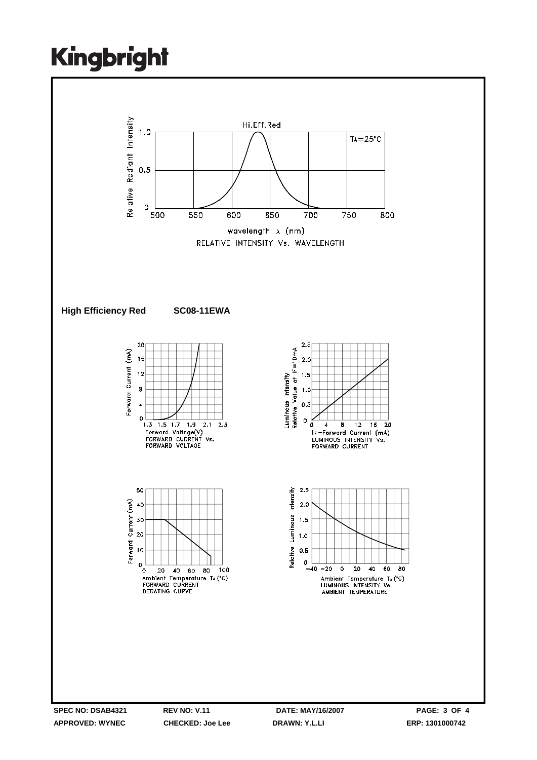Hi.Eff.Red

$T_A=25°C$

RELATIVE INTENSITY Vs. WAVELENGTH

**High Efficiency Red SC08-11EWA**

FORWARD CURRENT Vs. FORWARD VOLTAGE

LUMINOUS INTENSITY Vs. FORWARD CURRENT

FORWARD CURRENT DERATING CURVE

LUMINOUS INTENSITY Vs. AMBIENT TEMPERATURE

| SPEC NO: DSAB4321 | REV NO: V.11 | DATE: MAY/16/2007 |
|---|---|---|
| APPROVED: WYNEC | CHECKED: Joe Lee | DRAWN: Y.L.LI |

ERP: 1301000742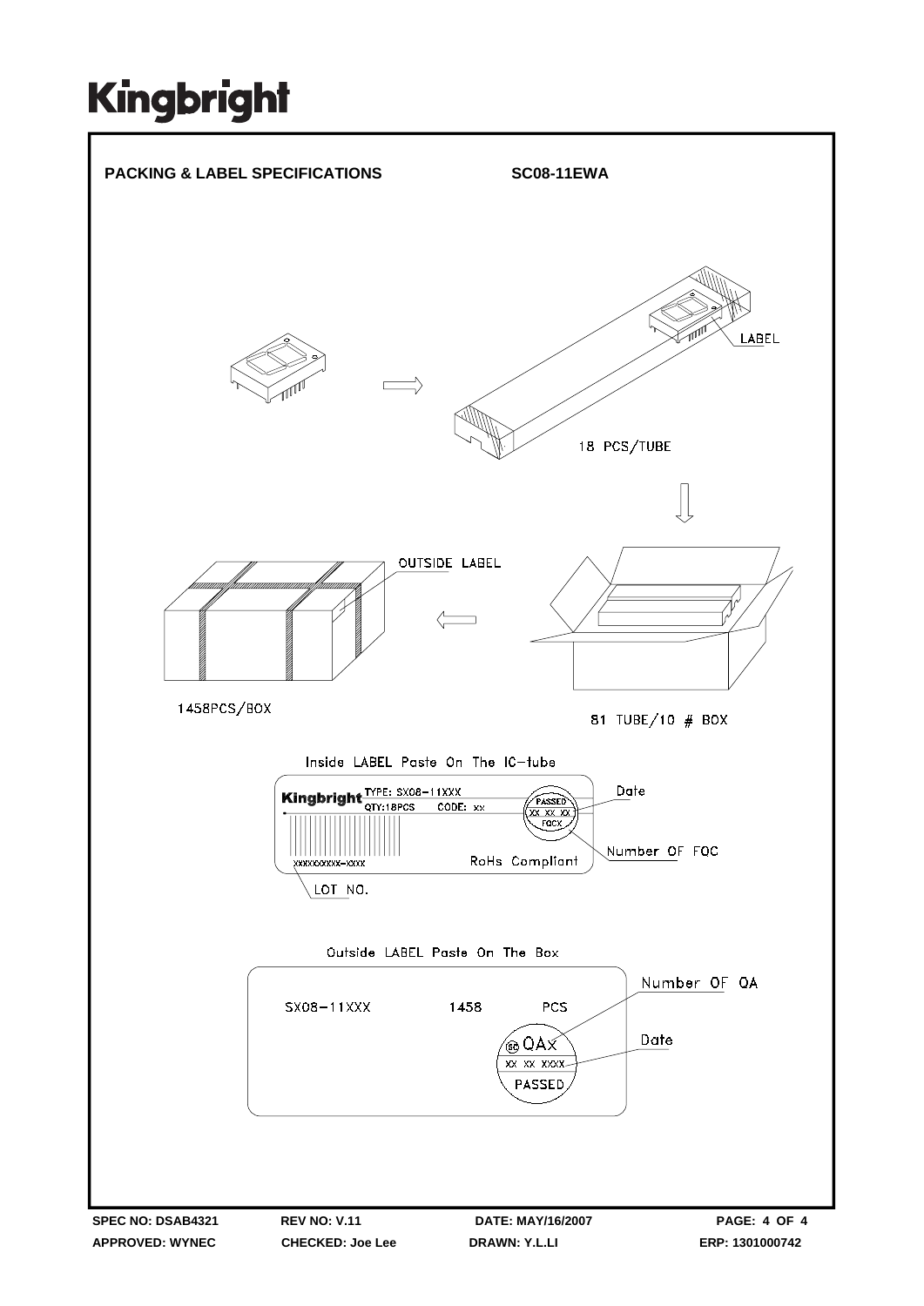# Kingbright

**PACKING & LABEL SPECIFICATIONS** **SC08-11EWA**

LABEL

18 PCS/TUBE

OUTSIDE LABEL

1458PCS/BOX

81 TUBE/10 # BOX

Inside LABEL Paste On The IC-tube

Kingbright TYPE: SX08-11XXX
QTY:18PCS CODE: xx
PASSED
XX XX XX
FQCX
Date
Number OF FQC
xxxxxxxxxx-xxxx
RoHs Compliant
LOT NO.

Outside LABEL Paste On The Box

SX08-11XXX 1458 PCS
QAx
XX XX XXXX
PASSED
Number OF QA
Date

SPEC NO: DSAB4321 REV NO: V.11 DATE: MAY/16/2007
APPROVED: WYNEC CHECKED: Joe Lee DRAWN: Y.L.LI ERP: 1301000742